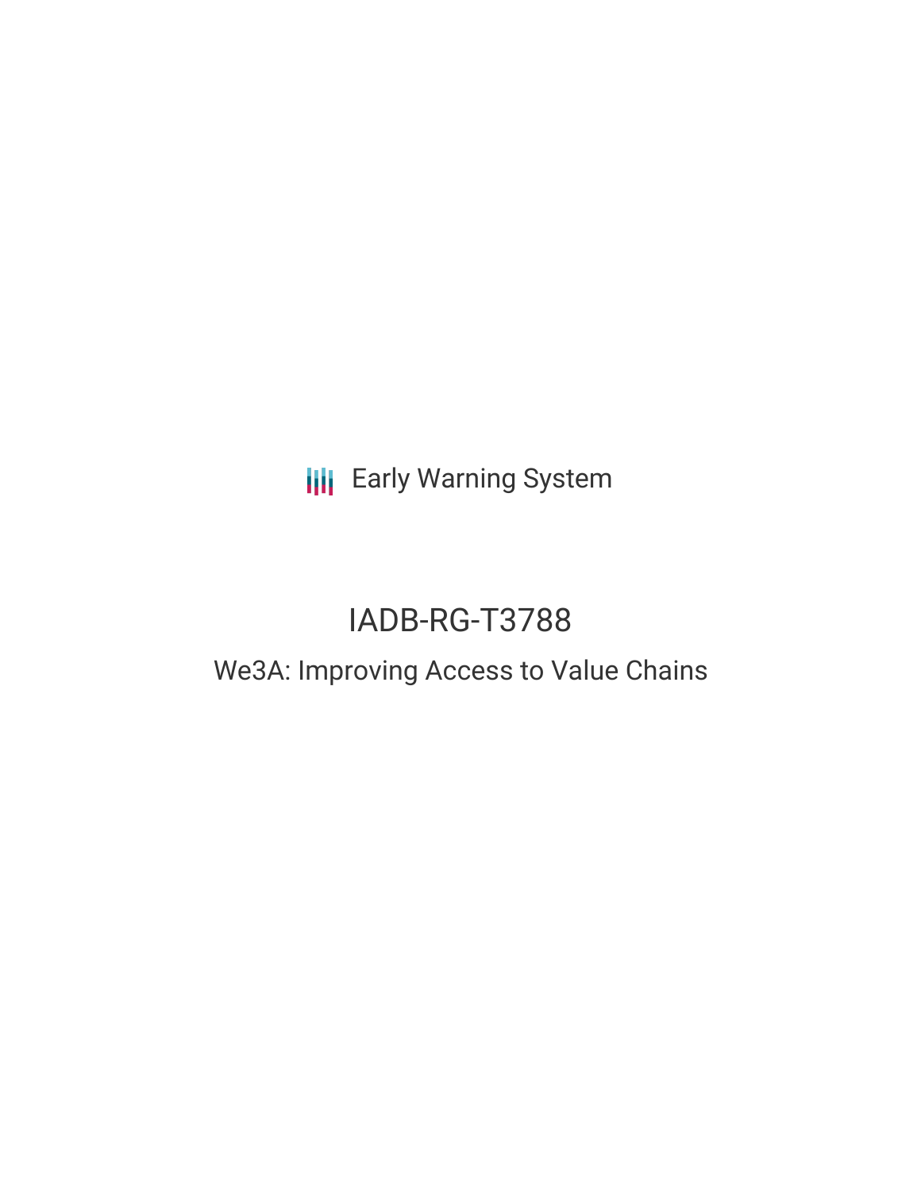Early Warning System

# IADB-RG-T3788

## We3A: Improving Access to Value Chains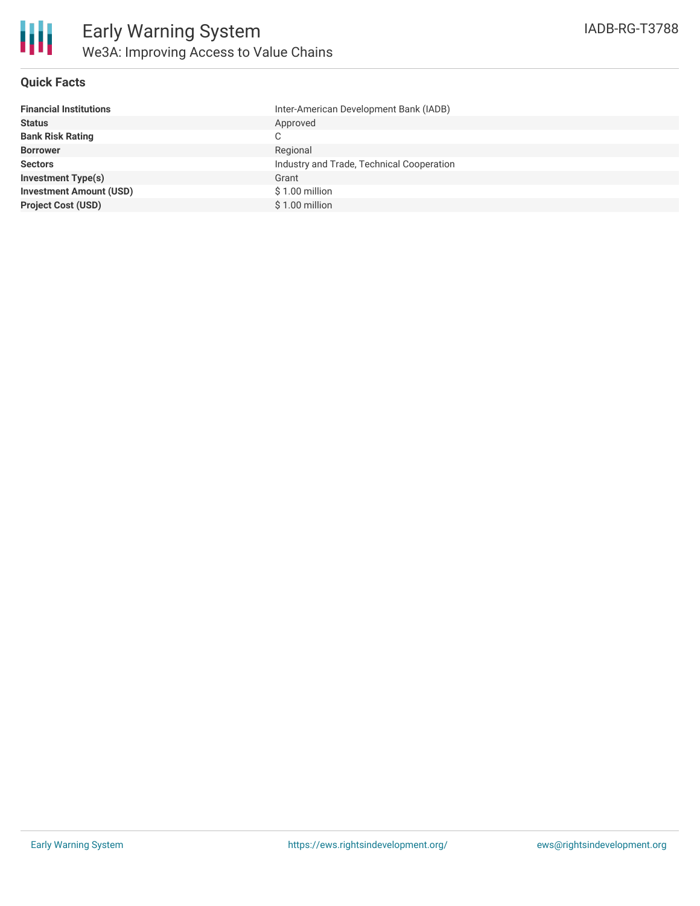## Quick Facts

| | |
|---|---|
| **Financial Institutions** | Inter-American Development Bank (IADB) |
| **Status** | Approved |
| **Bank Risk Rating** | C |
| **Borrower** | Regional |
| **Sectors** | Industry and Trade, Technical Cooperation |
| **Investment Type(s)** | Grant |
| **Investment Amount (USD)** | $ 1.00 million |
| **Project Cost (USD)** | $ 1.00 million |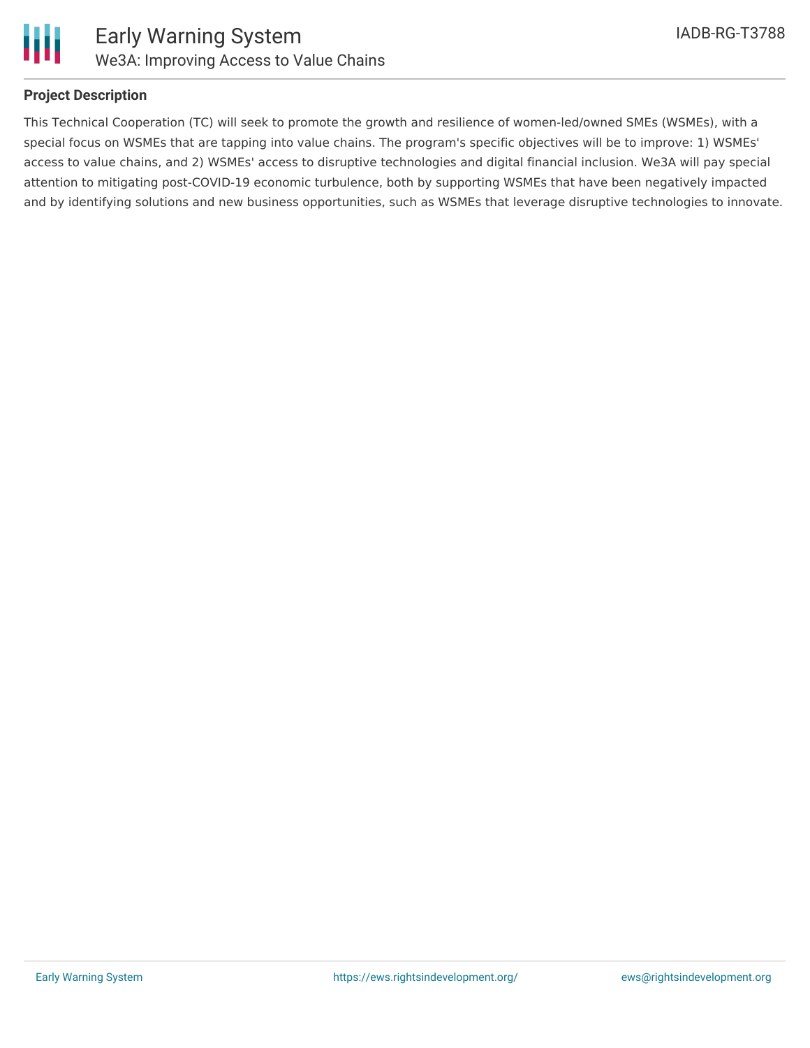## Project Description

This Technical Cooperation (TC) will seek to promote the growth and resilience of women-led/owned SMEs (WSMEs), with a special focus on WSMEs that are tapping into value chains. The program's specific objectives will be to improve: 1) WSMEs' access to value chains, and 2) WSMEs' access to disruptive technologies and digital financial inclusion. We3A will pay special attention to mitigating post-COVID-19 economic turbulence, both by supporting WSMEs that have been negatively impacted and by identifying solutions and new business opportunities, such as WSMEs that leverage disruptive technologies to innovate.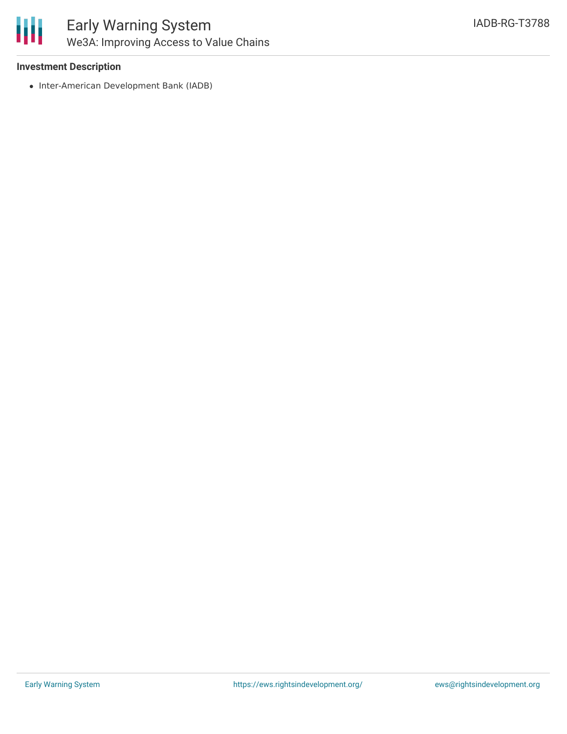### Investment Description

- Inter-American Development Bank (IADB)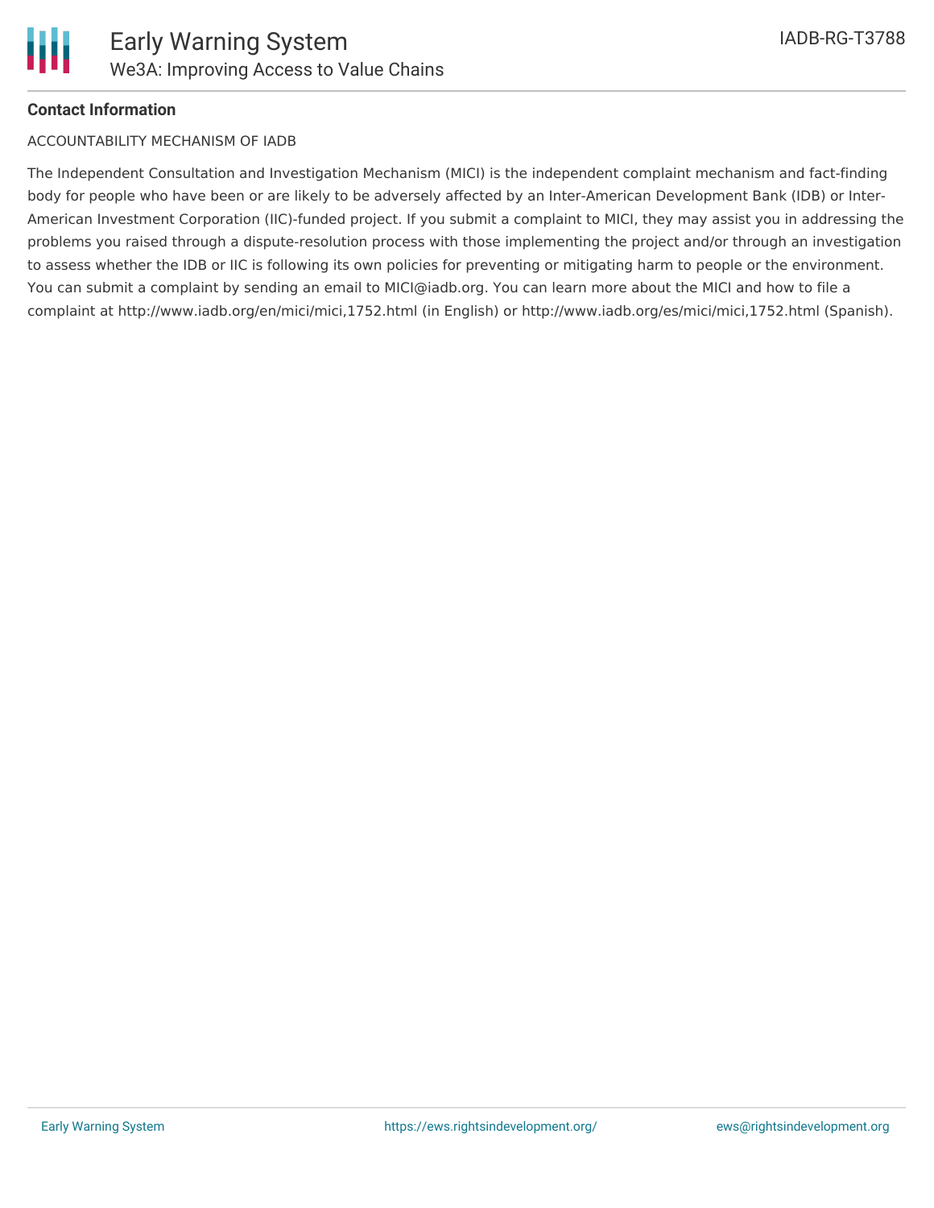**Contact Information**

ACCOUNTABILITY MECHANISM OF IADB

The Independent Consultation and Investigation Mechanism (MICI) is the independent complaint mechanism and fact-finding body for people who have been or are likely to be adversely affected by an Inter-American Development Bank (IDB) or Inter-American Investment Corporation (IIC)-funded project. If you submit a complaint to MICI, they may assist you in addressing the problems you raised through a dispute-resolution process with those implementing the project and/or through an investigation to assess whether the IDB or IIC is following its own policies for preventing or mitigating harm to people or the environment. You can submit a complaint by sending an email to MICI@iadb.org. You can learn more about the MICI and how to file a complaint at http://www.iadb.org/en/mici/mici,1752.html (in English) or http://www.iadb.org/es/mici/mici,1752.html (Spanish).